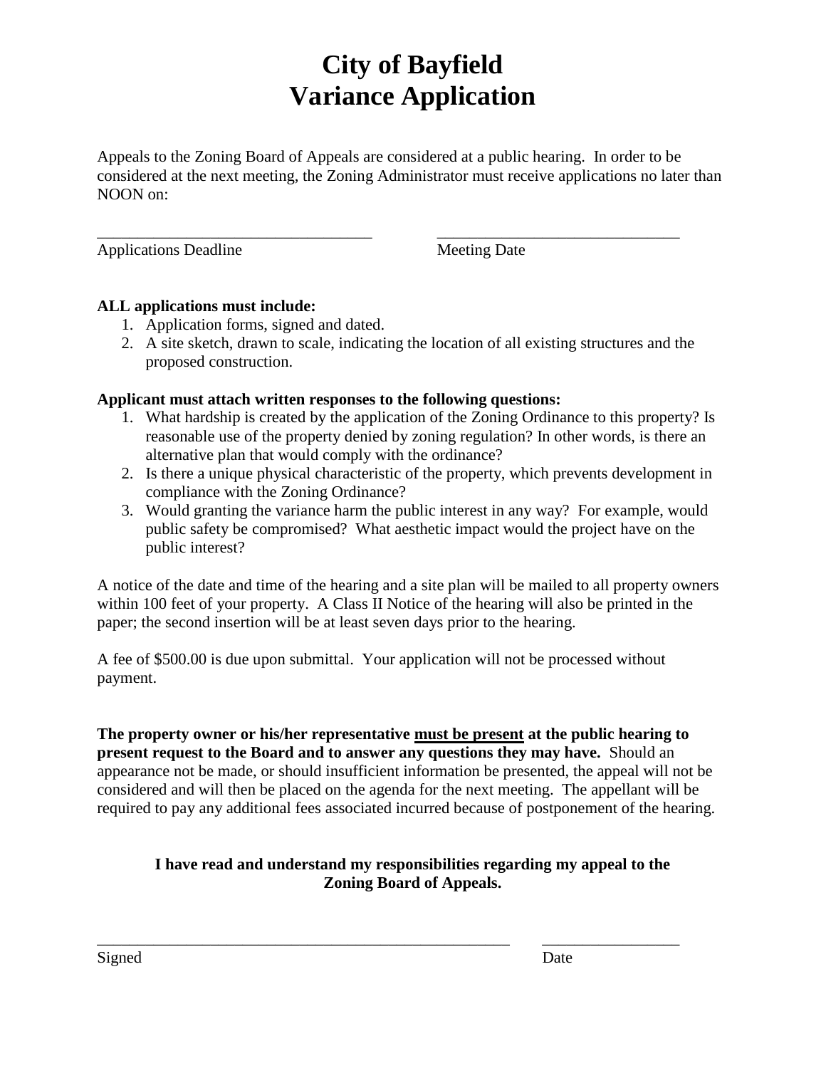# City of Bayfield
# Variance Application

Appeals to the Zoning Board of Appeals are considered at a public hearing. In order to be considered at the next meeting, the Zoning Administrator must receive applications no later than NOON on:

___________________________________ ______________________________

Applications Deadline Meeting Date

**ALL applications must include:**

1. Application forms, signed and dated.
2. A site sketch, drawn to scale, indicating the location of all existing structures and the proposed construction.

**Applicant must attach written responses to the following questions:**

1. What hardship is created by the application of the Zoning Ordinance to this property? Is reasonable use of the property denied by zoning regulation? In other words, is there an alternative plan that would comply with the ordinance?
2. Is there a unique physical characteristic of the property, which prevents development in compliance with the Zoning Ordinance?
3. Would granting the variance harm the public interest in any way? For example, would public safety be compromised? What aesthetic impact would the project have on the public interest?

A notice of the date and time of the hearing and a site plan will be mailed to all property owners within 100 feet of your property. A Class II Notice of the hearing will also be printed in the paper; the second insertion will be at least seven days prior to the hearing.

A fee of $500.00 is due upon submittal. Your application will not be processed without payment.

**The property owner or his/her representative <u>must be present</u> at the public hearing to present request to the Board and to answer any questions they may have.** Should an appearance not be made, or should insufficient information be presented, the appeal will not be considered and will then be placed on the agenda for the next meeting. The appellant will be required to pay any additional fees associated incurred because of postponement of the hearing.

**I have read and understand my responsibilities regarding my appeal to the Zoning Board of Appeals.**

____________________________________________________ _________________

Signed Date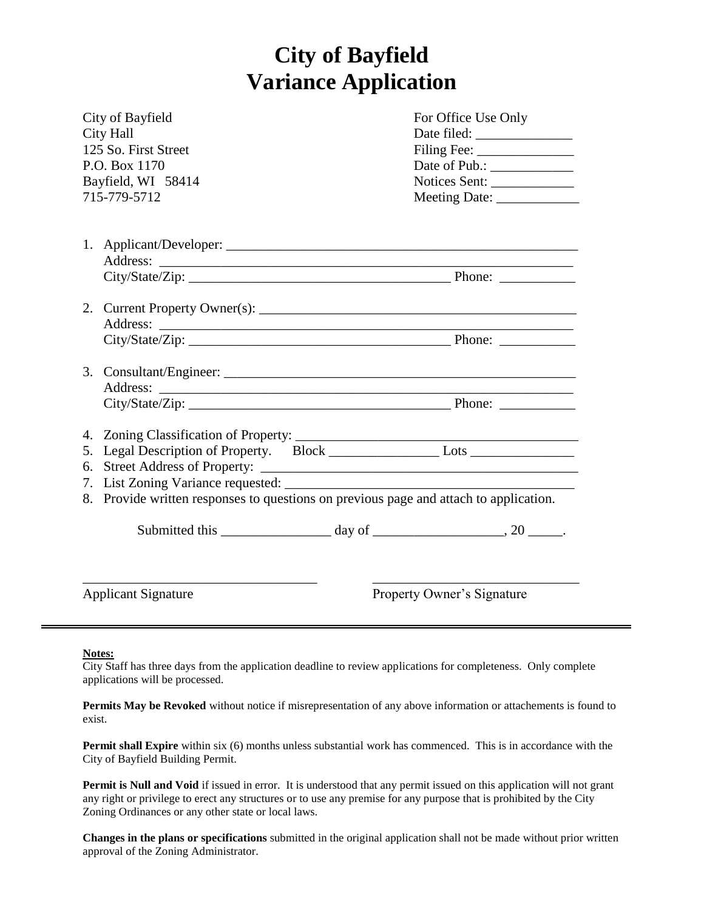# City of Bayfield
# Variance Application

City of Bayfield
City Hall
125 So. First Street
P.O. Box 1170
Bayfield, WI 58414
715-779-5712

For Office Use Only
Date filed: ______________
Filing Fee: ______________
Date of Pub.: ____________
Notices Sent: ____________
Meeting Date: ____________

1. Applicant/Developer: ____________________________________________________
   Address: ______________________________________________________________
   City/State/Zip: ______________________________________ Phone: ___________

2. Current Property Owner(s): ________________________________________________
   Address: ______________________________________________________________
   City/State/Zip: ______________________________________ Phone: ___________

3. Consultant/Engineer: _____________________________________________________
   Address: ______________________________________________________________
   City/State/Zip: ______________________________________ Phone: ___________

4. Zoning Classification of Property: ________________________________________
5. Legal Description of Property. Block ________________ Lots _______________
6. Street Address of Property: _____________________________________________
7. List Zoning Variance requested: __________________________________________
8. Provide written responses to questions on previous page and attach to application.

Submitted this ________________ day of __________________, 20 _____.

_________________________________ Applicant Signature

______________________________ Property Owner's Signature

---

**Notes:**
City Staff has three days from the application deadline to review applications for completeness. Only complete applications will be processed.

**Permits May be Revoked** without notice if misrepresentation of any above information or attachements is found to exist.

**Permit shall Expire** within six (6) months unless substantial work has commenced. This is in accordance with the City of Bayfield Building Permit.

**Permit is Null and Void** if issued in error. It is understood that any permit issued on this application will not grant any right or privilege to erect any structures or to use any premise for any purpose that is prohibited by the City Zoning Ordinances or any other state or local laws.

**Changes in the plans or specifications** submitted in the original application shall not be made without prior written approval of the Zoning Administrator.